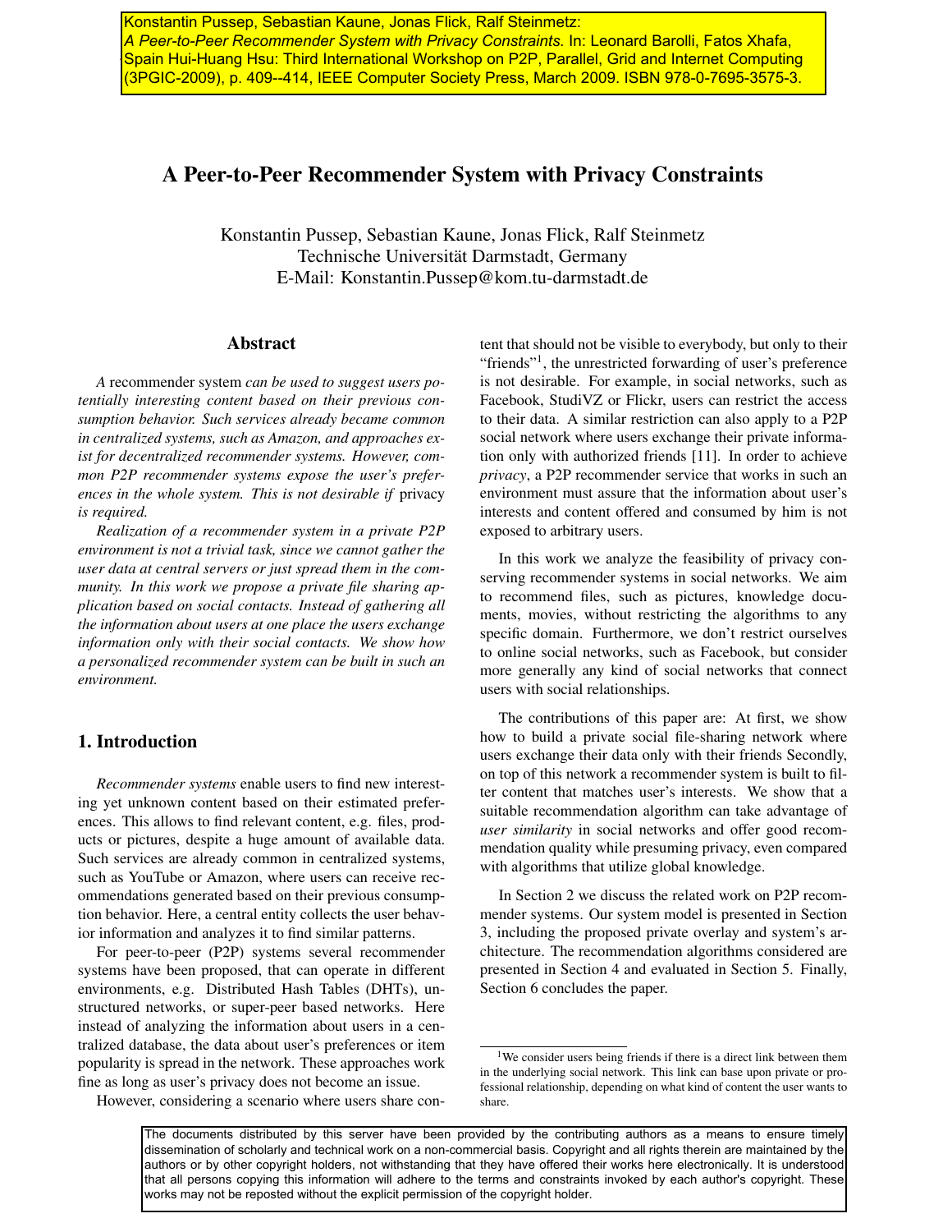Konstantin Pussep, Sebastian Kaune, Jonas Flick, Ralf Steinmetz: *A Peer-to-Peer Recommender System with Privacy Constraints.* In: Leonard Barolli, Fatos Xhafa, Spain Hui-Huang Hsu: Third International Workshop on P2P, Parallel, Grid and Internet Computing (3PGIC-2009), p. 409--414, IEEE Computer Society Press, March 2009. ISBN 978-0-7695-3575-3.

# A Peer-to-Peer Recommender System with Privacy Constraints

Konstantin Pussep, Sebastian Kaune, Jonas Flick, Ralf Steinmetz
Technische Universität Darmstadt, Germany
E-Mail: Konstantin.Pussep@kom.tu-darmstadt.de

## Abstract

*A* recommender system *can be used to suggest users potentially interesting content based on their previous consumption behavior. Such services already became common in centralized systems, such as Amazon, and approaches exist for decentralized recommender systems. However, common P2P recommender systems expose the user's preferences in the whole system. This is not desirable if* privacy *is required.*

*Realization of a recommender system in a private P2P environment is not a trivial task, since we cannot gather the user data at central servers or just spread them in the community. In this work we propose a private file sharing application based on social contacts. Instead of gathering all the information about users at one place the users exchange information only with their social contacts. We show how a personalized recommender system can be built in such an environment.*

## 1. Introduction

*Recommender systems* enable users to find new interesting yet unknown content based on their estimated preferences. This allows to find relevant content, e.g. files, products or pictures, despite a huge amount of available data. Such services are already common in centralized systems, such as YouTube or Amazon, where users can receive recommendations generated based on their previous consumption behavior. Here, a central entity collects the user behavior information and analyzes it to find similar patterns.

For peer-to-peer (P2P) systems several recommender systems have been proposed, that can operate in different environments, e.g. Distributed Hash Tables (DHTs), unstructured networks, or super-peer based networks. Here instead of analyzing the information about users in a centralized database, the data about user's preferences or item popularity is spread in the network. These approaches work fine as long as user's privacy does not become an issue.

However, considering a scenario where users share content that should not be visible to everybody, but only to their "friends"[1], the unrestricted forwarding of user's preference is not desirable. For example, in social networks, such as Facebook, StudiVZ or Flickr, users can restrict the access to their data. A similar restriction can also apply to a P2P social network where users exchange their private information only with authorized friends [11]. In order to achieve *privacy*, a P2P recommender service that works in such an environment must assure that the information about user's interests and content offered and consumed by him is not exposed to arbitrary users.

In this work we analyze the feasibility of privacy conserving recommender systems in social networks. We aim to recommend files, such as pictures, knowledge documents, movies, without restricting the algorithms to any specific domain. Furthermore, we don't restrict ourselves to online social networks, such as Facebook, but consider more generally any kind of social networks that connect users with social relationships.

The contributions of this paper are: At first, we show how to build a private social file-sharing network where users exchange their data only with their friends Secondly, on top of this network a recommender system is built to filter content that matches user's interests. We show that a suitable recommendation algorithm can take advantage of *user similarity* in social networks and offer good recommendation quality while presuming privacy, even compared with algorithms that utilize global knowledge.

In Section 2 we discuss the related work on P2P recommender systems. Our system model is presented in Section 3, including the proposed private overlay and system's architecture. The recommendation algorithms considered are presented in Section 4 and evaluated in Section 5. Finally, Section 6 concludes the paper.

[1] We consider users being friends if there is a direct link between them in the underlying social network. This link can base upon private or professional relationship, depending on what kind of content the user wants to share.

The documents distributed by this server have been provided by the contributing authors as a means to ensure timely dissemination of scholarly and technical work on a non-commercial basis. Copyright and all rights therein are maintained by the authors or by other copyright holders, not withstanding that they have offered their works here electronically. It is understood that all persons copying this information will adhere to the terms and constraints invoked by each author's copyright. These works may not be reposted without the explicit permission of the copyright holder.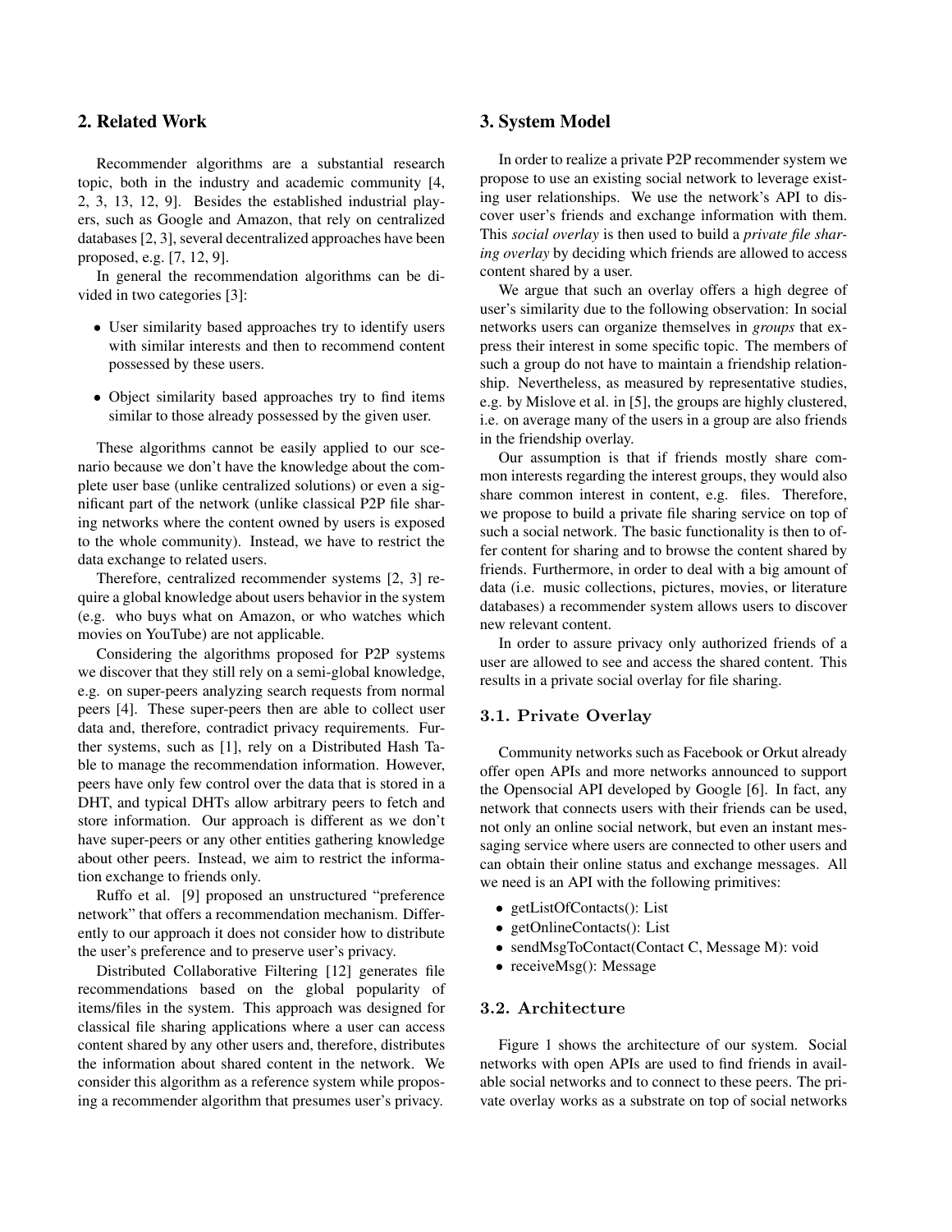## 2. Related Work

Recommender algorithms are a substantial research topic, both in the industry and academic community [4, 2, 3, 13, 12, 9]. Besides the established industrial players, such as Google and Amazon, that rely on centralized databases [2, 3], several decentralized approaches have been proposed, e.g. [7, 12, 9].

In general the recommendation algorithms can be divided in two categories [3]:

- User similarity based approaches try to identify users with similar interests and then to recommend content possessed by these users.
- Object similarity based approaches try to find items similar to those already possessed by the given user.

These algorithms cannot be easily applied to our scenario because we don't have the knowledge about the complete user base (unlike centralized solutions) or even a significant part of the network (unlike classical P2P file sharing networks where the content owned by users is exposed to the whole community). Instead, we have to restrict the data exchange to related users.

Therefore, centralized recommender systems [2, 3] require a global knowledge about users behavior in the system (e.g. who buys what on Amazon, or who watches which movies on YouTube) are not applicable.

Considering the algorithms proposed for P2P systems we discover that they still rely on a semi-global knowledge, e.g. on super-peers analyzing search requests from normal peers [4]. These super-peers then are able to collect user data and, therefore, contradict privacy requirements. Further systems, such as [1], rely on a Distributed Hash Table to manage the recommendation information. However, peers have only few control over the data that is stored in a DHT, and typical DHTs allow arbitrary peers to fetch and store information. Our approach is different as we don't have super-peers or any other entities gathering knowledge about other peers. Instead, we aim to restrict the information exchange to friends only.

Ruffo et al. [9] proposed an unstructured "preference network" that offers a recommendation mechanism. Differently to our approach it does not consider how to distribute the user's preference and to preserve user's privacy.

Distributed Collaborative Filtering [12] generates file recommendations based on the global popularity of items/files in the system. This approach was designed for classical file sharing applications where a user can access content shared by any other users and, therefore, distributes the information about shared content in the network. We consider this algorithm as a reference system while proposing a recommender algorithm that presumes user's privacy.

## 3. System Model

In order to realize a private P2P recommender system we propose to use an existing social network to leverage existing user relationships. We use the network's API to discover user's friends and exchange information with them. This *social overlay* is then used to build a *private file sharing overlay* by deciding which friends are allowed to access content shared by a user.

We argue that such an overlay offers a high degree of user's similarity due to the following observation: In social networks users can organize themselves in *groups* that express their interest in some specific topic. The members of such a group do not have to maintain a friendship relationship. Nevertheless, as measured by representative studies, e.g. by Mislove et al. in [5], the groups are highly clustered, i.e. on average many of the users in a group are also friends in the friendship overlay.

Our assumption is that if friends mostly share common interests regarding the interest groups, they would also share common interest in content, e.g. files. Therefore, we propose to build a private file sharing service on top of such a social network. The basic functionality is then to offer content for sharing and to browse the content shared by friends. Furthermore, in order to deal with a big amount of data (i.e. music collections, pictures, movies, or literature databases) a recommender system allows users to discover new relevant content.

In order to assure privacy only authorized friends of a user are allowed to see and access the shared content. This results in a private social overlay for file sharing.

### 3.1. Private Overlay

Community networks such as Facebook or Orkut already offer open APIs and more networks announced to support the Opensocial API developed by Google [6]. In fact, any network that connects users with their friends can be used, not only an online social network, but even an instant messaging service where users are connected to other users and can obtain their online status and exchange messages. All we need is an API with the following primitives:

- getListOfContacts(): List
- getOnlineContacts(): List
- sendMsgToContact(Contact C, Message M): void
- receiveMsg(): Message

### 3.2. Architecture

Figure 1 shows the architecture of our system. Social networks with open APIs are used to find friends in available social networks and to connect to these peers. The private overlay works as a substrate on top of social networks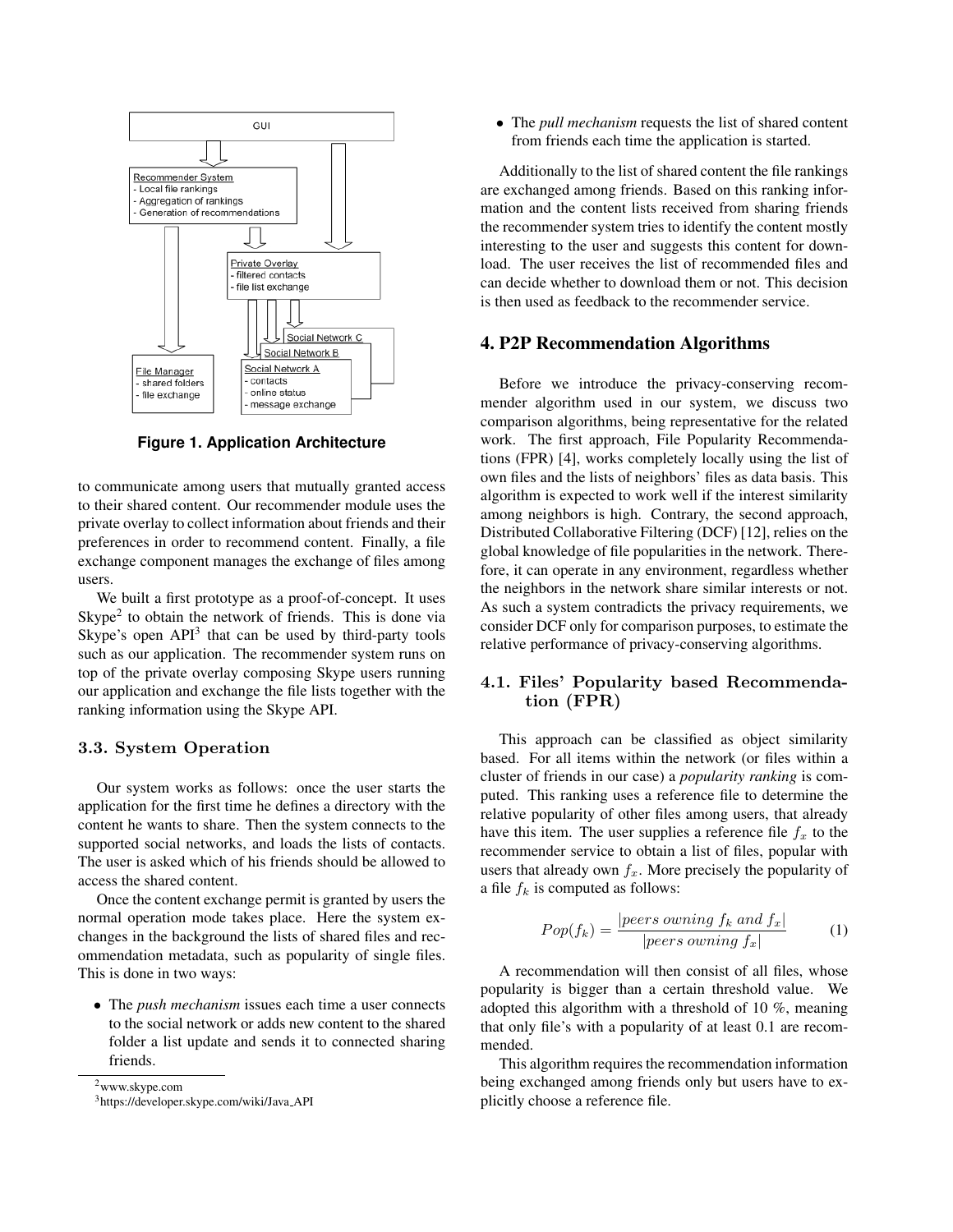**Figure 1. Application Architecture**

to communicate among users that mutually granted access to their shared content. Our recommender module uses the private overlay to collect information about friends and their preferences in order to recommend content. Finally, a file exchange component manages the exchange of files among users.

We built a first prototype as a proof-of-concept. It uses Skype[2] to obtain the network of friends. This is done via Skype's open API[3] that can be used by third-party tools such as our application. The recommender system runs on top of the private overlay composing Skype users running our application and exchange the file lists together with the ranking information using the Skype API.

### 3.3. System Operation

Our system works as follows: once the user starts the application for the first time he defines a directory with the content he wants to share. Then the system connects to the supported social networks, and loads the lists of contacts. The user is asked which of his friends should be allowed to access the shared content.

Once the content exchange permit is granted by users the normal operation mode takes place. Here the system exchanges in the background the lists of shared files and recommendation metadata, such as popularity of single files. This is done in two ways:

- The *push mechanism* issues each time a user connects to the social network or adds new content to the shared folder a list update and sends it to connected sharing friends.
- The *pull mechanism* requests the list of shared content from friends each time the application is started.

Additionally to the list of shared content the file rankings are exchanged among friends. Based on this ranking information and the content lists received from sharing friends the recommender system tries to identify the content mostly interesting to the user and suggests this content for download. The user receives the list of recommended files and can decide whether to download them or not. This decision is then used as feedback to the recommender service.

[2] www.skype.com

[3] https://developer.skype.com/wiki/Java_API

## 4. P2P Recommendation Algorithms

Before we introduce the privacy-conserving recommender algorithm used in our system, we discuss two comparison algorithms, being representative for the related work. The first approach, File Popularity Recommendations (FPR) [4], works completely locally using the list of own files and the lists of neighbors' files as data basis. This algorithm is expected to work well if the interest similarity among neighbors is high. Contrary, the second approach, Distributed Collaborative Filtering (DCF) [12], relies on the global knowledge of file popularities in the network. Therefore, it can operate in any environment, regardless whether the neighbors in the network share similar interests or not. As such a system contradicts the privacy requirements, we consider DCF only for comparison purposes, to estimate the relative performance of privacy-conserving algorithms.

### 4.1. Files' Popularity based Recommendation (FPR)

This approach can be classified as object similarity based. For all items within the network (or files within a cluster of friends in our case) a *popularity ranking* is computed. This ranking uses a reference file to determine the relative popularity of other files among users, that already have this item. The user supplies a reference file $f_x$ to the recommender service to obtain a list of files, popular with users that already own $f_x$. More precisely the popularity of a file $f_k$ is computed as follows:

$$Pop(f_k) = \frac{|peers\ owning\ f_k\ and\ f_x|}{|peers\ owning\ f_x|} \tag{1}$$

A recommendation will then consist of all files, whose popularity is bigger than a certain threshold value. We adopted this algorithm with a threshold of 10 %, meaning that only file's with a popularity of at least 0.1 are recommended.

This algorithm requires the recommendation information being exchanged among friends only but users have to explicitly choose a reference file.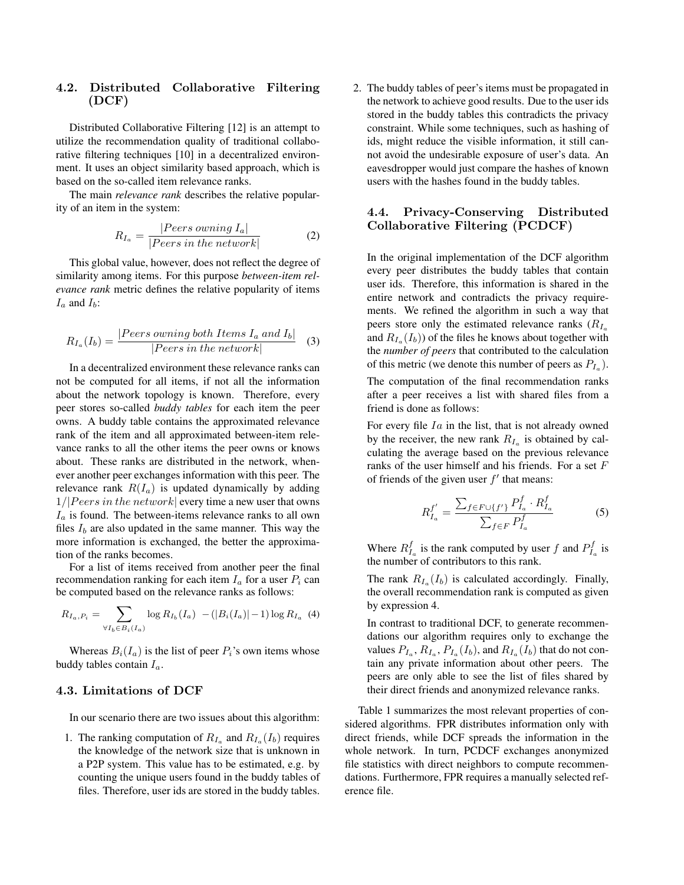### 4.2. Distributed Collaborative Filtering (DCF)

Distributed Collaborative Filtering [12] is an attempt to utilize the recommendation quality of traditional collaborative filtering techniques [10] in a decentralized environment. It uses an object similarity based approach, which is based on the so-called item relevance ranks.

The main *relevance rank* describes the relative popularity of an item in the system:

$$R_{I_a} = \frac{|Peers\ owning\ I_a|}{|Peers\ in\ the\ network|} \quad (2)$$

This global value, however, does not reflect the degree of similarity among items. For this purpose *between-item relevance rank* metric defines the relative popularity of items $I_a$ and $I_b$:

$$R_{I_a}(I_b) = \frac{|Peers\ owning\ both\ Items\ I_a\ and\ I_b|}{|Peers\ in\ the\ network|} \quad (3)$$

In a decentralized environment these relevance ranks can not be computed for all items, if not all the information about the network topology is known. Therefore, every peer stores so-called *buddy tables* for each item the peer owns. A buddy table contains the approximated relevance rank of the item and all approximated between-item relevance ranks to all the other items the peer owns or knows about. These ranks are distributed in the network, whenever another peer exchanges information with this peer. The relevance rank $R(I_a)$ is updated dynamically by adding $1/|Peers\ in\ the\ network|$ every time a new user that owns $I_a$ is found. The between-items relevance ranks to all own files $I_b$ are also updated in the same manner. This way the more information is exchanged, the better the approximation of the ranks becomes.

For a list of items received from another peer the final recommendation ranking for each item $I_a$ for a user $P_i$ can be computed based on the relevance ranks as follows:

$$R_{I_a,P_i} = \sum_{\forall I_b \in B_i(I_a)} \log R_{I_b}(I_a) \; - (|B_i(I_a)| - 1) \log R_{I_a} \quad (4)$$

Whereas $B_i(I_a)$ is the list of peer $P_i$'s own items whose buddy tables contain $I_a$.

### 4.3. Limitations of DCF

In our scenario there are two issues about this algorithm:

1. The ranking computation of $R_{I_a}$ and $R_{I_a}(I_b)$ requires the knowledge of the network size that is unknown in a P2P system. This value has to be estimated, e.g. by counting the unique users found in the buddy tables of files. Therefore, user ids are stored in the buddy tables.
2. The buddy tables of peer's items must be propagated in the network to achieve good results. Due to the user ids stored in the buddy tables this contradicts the privacy constraint. While some techniques, such as hashing of ids, might reduce the visible information, it still cannot avoid the undesirable exposure of user's data. An eavesdropper would just compare the hashes of known users with the hashes found in the buddy tables.

### 4.4. Privacy-Conserving Distributed Collaborative Filtering (PCDCF)

In the original implementation of the DCF algorithm every peer distributes the buddy tables that contain user ids. Therefore, this information is shared in the entire network and contradicts the privacy requirements. We refined the algorithm in such a way that peers store only the estimated relevance ranks ($R_{I_a}$ and $R_{I_a}(I_b)$) of the files he knows about together with the *number of peers* that contributed to the calculation of this metric (we denote this number of peers as $P_{I_a}$).

The computation of the final recommendation ranks after a peer receives a list with shared files from a friend is done as follows:

For every file $Ia$ in the list, that is not already owned by the receiver, the new rank $R_{I_a}$ is obtained by calculating the average based on the previous relevance ranks of the user himself and his friends. For a set $F$ of friends of the given user $f'$ that means:

$$R^{f'}_{I_a} = \frac{\sum_{f \in F \cup \{f'\}} P^f_{I_a} \cdot R^f_{I_a}}{\sum_{f \in F} P^f_{I_a}} \quad (5)$$

Where $R^f_{I_a}$ is the rank computed by user $f$ and $P^f_{I_a}$ is the number of contributors to this rank.

The rank $R_{I_a}(I_b)$ is calculated accordingly. Finally, the overall recommendation rank is computed as given by expression 4.

In contrast to traditional DCF, to generate recommendations our algorithm requires only to exchange the values $P_{I_a}$, $R_{I_a}$, $P_{I_a}(I_b)$, and $R_{I_a}(I_b)$ that do not contain any private information about other peers. The peers are only able to see the list of files shared by their direct friends and anonymized relevance ranks.

Table 1 summarizes the most relevant properties of considered algorithms. FPR distributes information only with direct friends, while DCF spreads the information in the whole network. In turn, PCDCF exchanges anonymized file statistics with direct neighbors to compute recommendations. Furthermore, FPR requires a manually selected reference file.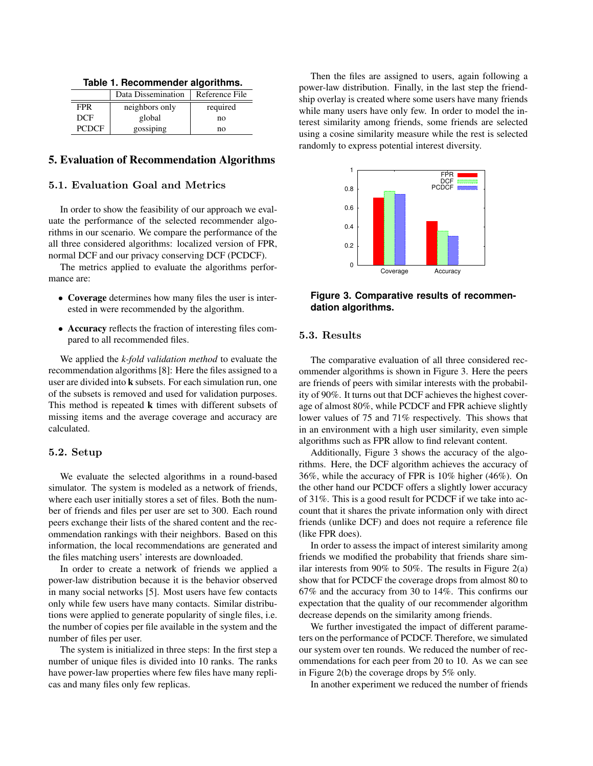**Table 1. Recommender algorithms.**

| | Data Dissemination | Reference File |
|---|---|---|
| FPR | neighbors only | required |
| DCF | global | no |
| PCDCF | gossiping | no |

## 5. Evaluation of Recommendation Algorithms

### 5.1. Evaluation Goal and Metrics

In order to show the feasibility of our approach we evaluate the performance of the selected recommender algorithms in our scenario. We compare the performance of the all three considered algorithms: localized version of FPR, normal DCF and our privacy conserving DCF (PCDCF).

The metrics applied to evaluate the algorithms performance are:

- **Coverage** determines how many files the user is interested in were recommended by the algorithm.
- **Accuracy** reflects the fraction of interesting files compared to all recommended files.

We applied the *k-fold validation method* to evaluate the recommendation algorithms [8]: Here the files assigned to a user are divided into **k** subsets. For each simulation run, one of the subsets is removed and used for validation purposes. This method is repeated **k** times with different subsets of missing items and the average coverage and accuracy are calculated.

### 5.2. Setup

We evaluate the selected algorithms in a round-based simulator. The system is modeled as a network of friends, where each user initially stores a set of files. Both the number of friends and files per user are set to 300. Each round peers exchange their lists of the shared content and the recommendation rankings with their neighbors. Based on this information, the local recommendations are generated and the files matching users' interests are downloaded.

In order to create a network of friends we applied a power-law distribution because it is the behavior observed in many social networks [5]. Most users have few contacts only while few users have many contacts. Similar distributions were applied to generate popularity of single files, i.e. the number of copies per file available in the system and the number of files per user.

The system is initialized in three steps: In the first step a number of unique files is divided into 10 ranks. The ranks have power-law properties where few files have many replicas and many files only few replicas.

Then the files are assigned to users, again following a power-law distribution. Finally, in the last step the friendship overlay is created where some users have many friends while many users have only few. In order to model the interest similarity among friends, some friends are selected using a cosine similarity measure while the rest is selected randomly to express potential interest diversity.

**Figure 3. Comparative results of recommendation algorithms.**

### 5.3. Results

The comparative evaluation of all three considered recommender algorithms is shown in Figure 3. Here the peers are friends of peers with similar interests with the probability of 90%. It turns out that DCF achieves the highest coverage of almost 80%, while PCDCF and FPR achieve slightly lower values of 75 and 71% respectively. This shows that in an environment with a high user similarity, even simple algorithms such as FPR allow to find relevant content.

Additionally, Figure 3 shows the accuracy of the algorithms. Here, the DCF algorithm achieves the accuracy of 36%, while the accuracy of FPR is 10% higher (46%). On the other hand our PCDCF offers a slightly lower accuracy of 31%. This is a good result for PCDCF if we take into account that it shares the private information only with direct friends (unlike DCF) and does not require a reference file (like FPR does).

In order to assess the impact of interest similarity among friends we modified the probability that friends share similar interests from 90% to 50%. The results in Figure 2(a) show that for PCDCF the coverage drops from almost 80 to 67% and the accuracy from 30 to 14%. This confirms our expectation that the quality of our recommender algorithm decrease depends on the similarity among friends.

We further investigated the impact of different parameters on the performance of PCDCF. Therefore, we simulated our system over ten rounds. We reduced the number of recommendations for each peer from 20 to 10. As we can see in Figure 2(b) the coverage drops by 5% only.

In another experiment we reduced the number of friends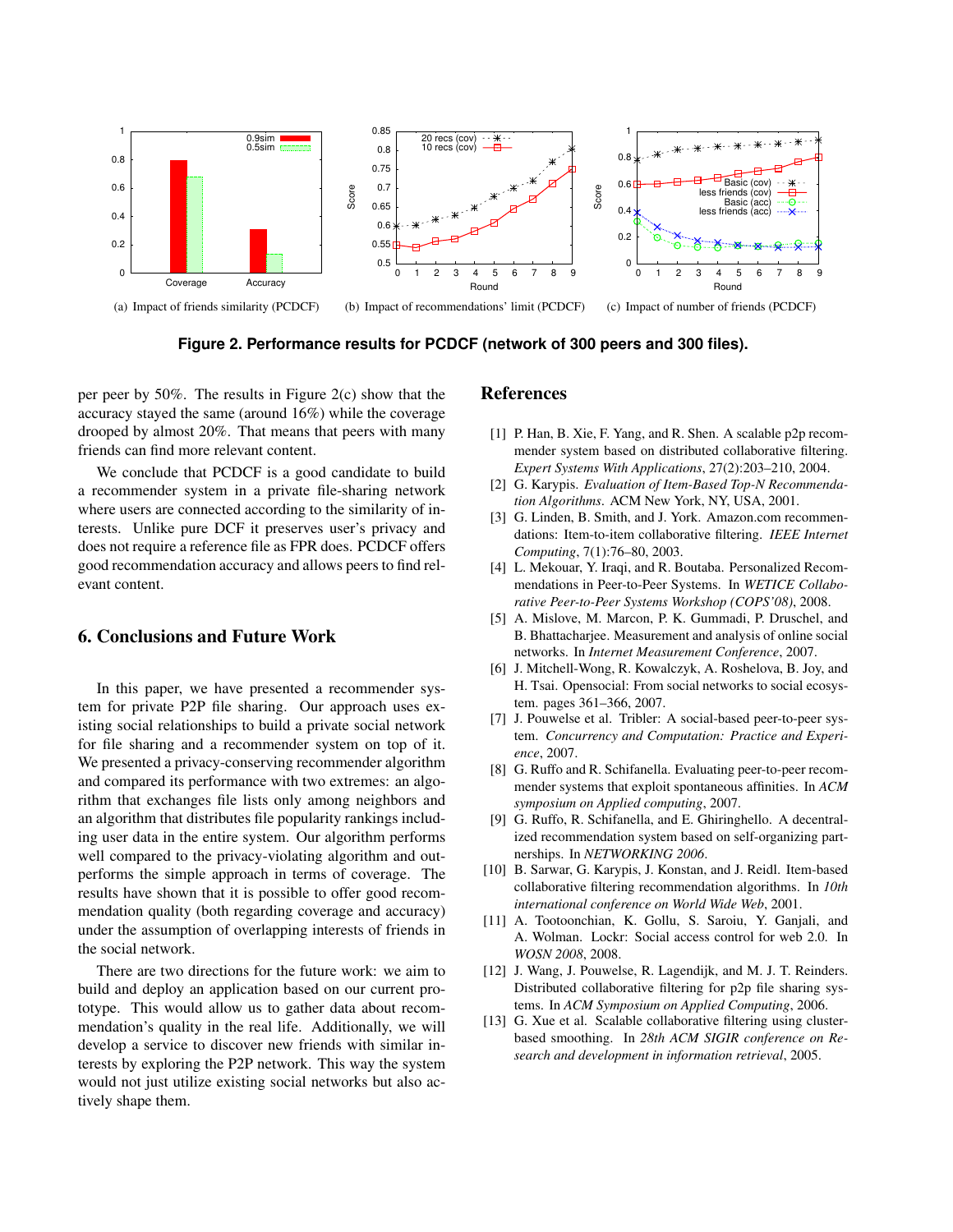1

0.8

0.6

0.4

0.2

0

0.9sim

0.5sim

Coverage

Accuracy

(a) Impact of friends similarity (PCDCF)

0.85

0.8

0.75

0.7

0.65

0.6

0.55

0.5

Score

20 recs (cov)

10 recs (cov)

0 1 2 3 4 5 6 7 8 9

Round

(b) Impact of recommendations' limit (PCDCF)

1

0.8

0.6

0.4

0.2

0

Score

Basic (cov)

less friends (cov)

Basic (acc)

less friends (acc)

0 1 2 3 4 5 6 7 8 9

Round

(c) Impact of number of friends (PCDCF)

**Figure 2. Performance results for PCDCF (network of 300 peers and 300 files).**

per peer by 50%. The results in Figure 2(c) show that the accuracy stayed the same (around 16%) while the coverage drooped by almost 20%. That means that peers with many friends can find more relevant content.

We conclude that PCDCF is a good candidate to build a recommender system in a private file-sharing network where users are connected according to the similarity of interests. Unlike pure DCF it preserves user's privacy and does not require a reference file as FPR does. PCDCF offers good recommendation accuracy and allows peers to find relevant content.

## 6. Conclusions and Future Work

In this paper, we have presented a recommender system for private P2P file sharing. Our approach uses existing social relationships to build a private social network for file sharing and a recommender system on top of it. We presented a privacy-conserving recommender algorithm and compared its performance with two extremes: an algorithm that exchanges file lists only among neighbors and an algorithm that distributes file popularity rankings including user data in the entire system. Our algorithm performs well compared to the privacy-violating algorithm and outperforms the simple approach in terms of coverage. The results have shown that it is possible to offer good recommendation quality (both regarding coverage and accuracy) under the assumption of overlapping interests of friends in the social network.

There are two directions for the future work: we aim to build and deploy an application based on our current prototype. This would allow us to gather data about recommendation's quality in the real life. Additionally, we will develop a service to discover new friends with similar interests by exploring the P2P network. This way the system would not just utilize existing social networks but also actively shape them.

## References

[1] P. Han, B. Xie, F. Yang, and R. Shen. A scalable p2p recommender system based on distributed collaborative filtering. *Expert Systems With Applications*, 27(2):203–210, 2004.

[2] G. Karypis. *Evaluation of Item-Based Top-N Recommendation Algorithms*. ACM New York, NY, USA, 2001.

[3] G. Linden, B. Smith, and J. York. Amazon.com recommendations: Item-to-item collaborative filtering. *IEEE Internet Computing*, 7(1):76–80, 2003.

[4] L. Mekouar, Y. Iraqi, and R. Boutaba. Personalized Recommendations in Peer-to-Peer Systems. In *WETICE Collaborative Peer-to-Peer Systems Workshop (COPS'08)*, 2008.

[5] A. Mislove, M. Marcon, P. K. Gummadi, P. Druschel, and B. Bhattacharjee. Measurement and analysis of online social networks. In *Internet Measurement Conference*, 2007.

[6] J. Mitchell-Wong, R. Kowalczyk, A. Roshelova, B. Joy, and H. Tsai. Opensocial: From social networks to social ecosystem. pages 361–366, 2007.

[7] J. Pouwelse et al. Tribler: A social-based peer-to-peer system. *Concurrency and Computation: Practice and Experience*, 2007.

[8] G. Ruffo and R. Schifanella. Evaluating peer-to-peer recommender systems that exploit spontaneous affinities. In *ACM symposium on Applied computing*, 2007.

[9] G. Ruffo, R. Schifanella, and E. Ghiringhello. A decentralized recommendation system based on self-organizing partnerships. In *NETWORKING 2006*.

[10] B. Sarwar, G. Karypis, J. Konstan, and J. Reidl. Item-based collaborative filtering recommendation algorithms. In *10th international conference on World Wide Web*, 2001.

[11] A. Tootoonchian, K. Gollu, S. Saroiu, Y. Ganjali, and A. Wolman. Lockr: Social access control for web 2.0. In *WOSN 2008*, 2008.

[12] J. Wang, J. Pouwelse, R. Lagendijk, and M. J. T. Reinders. Distributed collaborative filtering for p2p file sharing systems. In *ACM Symposium on Applied Computing*, 2006.

[13] G. Xue et al. Scalable collaborative filtering using cluster-based smoothing. In *28th ACM SIGIR conference on Research and development in information retrieval*, 2005.